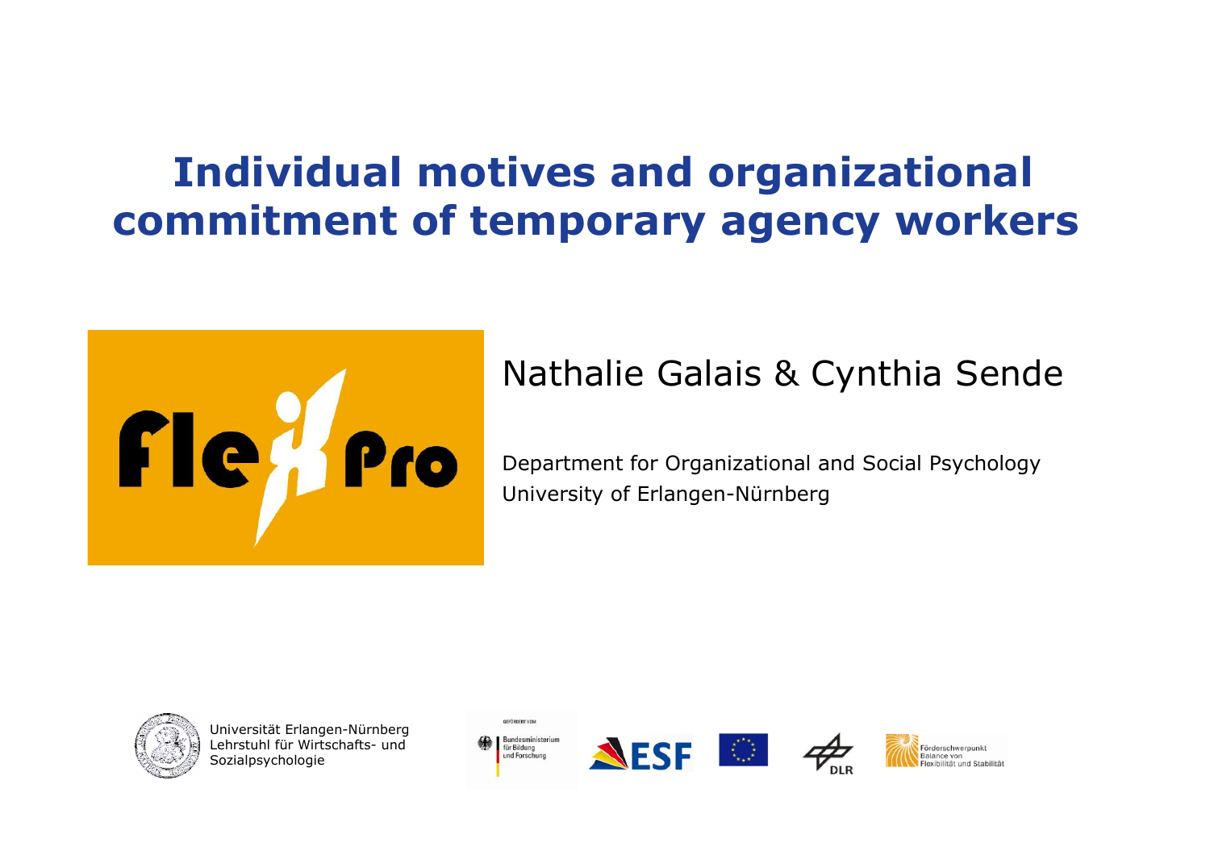# Individual motives and organizational commitment of temporary agency workers

Nathalie Galais & Cynthia Sende

Department for Organizational and Social Psychology
University of Erlangen-Nürnberg

Universität Erlangen-Nürnberg
Lehrstuhl für Wirtschafts- und Sozialpsychologie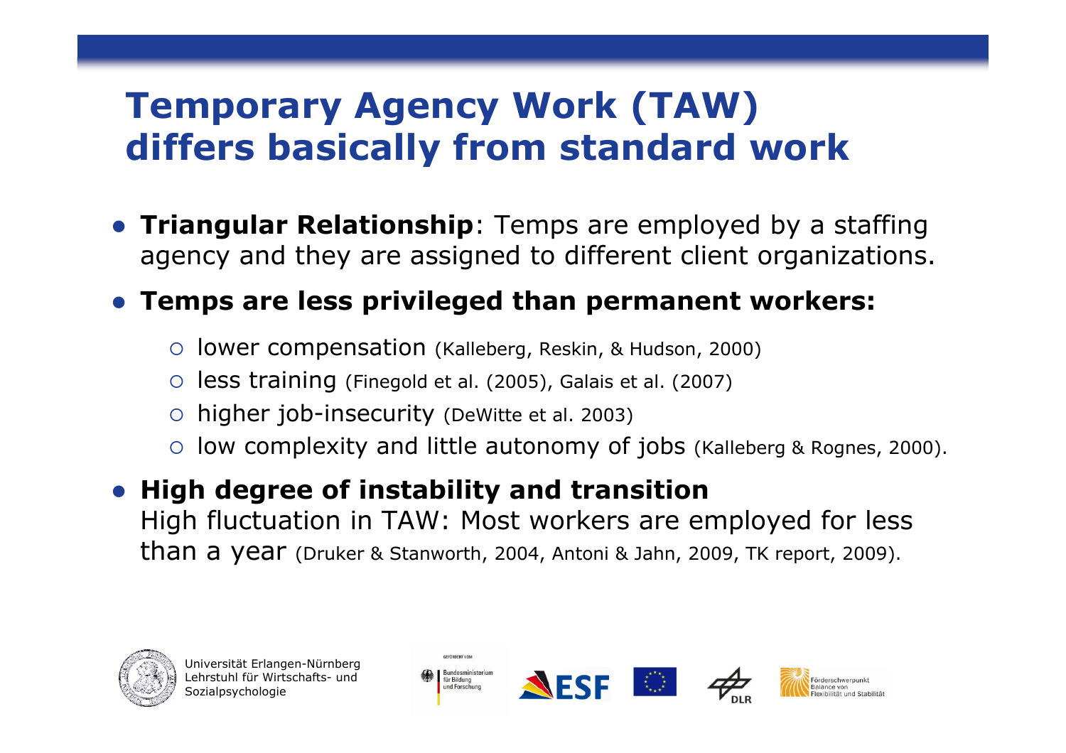# Temporary Agency Work (TAW) differs basically from standard work

- **Triangular Relationship**: Temps are employed by a staffing agency and they are assigned to different client organizations.
- **Temps are less privileged than permanent workers:**
  - lower compensation (Kalleberg, Reskin, & Hudson, 2000)
  - less training (Finegold et al. (2005), Galais et al. (2007)
  - higher job-insecurity (DeWitte et al. 2003)
  - low complexity and little autonomy of jobs (Kalleberg & Rognes, 2000).
- **High degree of instability and transition**
  High fluctuation in TAW: Most workers are employed for less than a year (Druker & Stanworth, 2004, Antoni & Jahn, 2009, TK report, 2009).

Universität Erlangen-Nürnberg
Lehrstuhl für Wirtschafts- und Sozialpsychologie

GEFÖRDERT VOM Bundesministerium für Bildung und Forschung

ESF

DLR

Förderschwerpunkt Balance von Flexibilität und Stabilität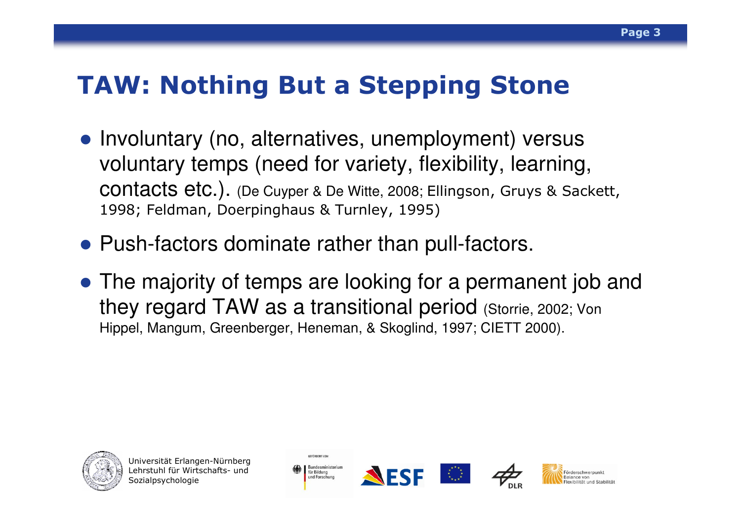# TAW: Nothing But a Stepping Stone

- Involuntary (no, alternatives, unemployment) versus voluntary temps (need for variety, flexibility, learning, contacts etc.). (De Cuyper & De Witte, 2008; Ellingson, Gruys & Sackett, 1998; Feldman, Doerpinghaus & Turnley, 1995)
- Push-factors dominate rather than pull-factors.
- The majority of temps are looking for a permanent job and they regard TAW as a transitional period (Storrie, 2002; Von Hippel, Mangum, Greenberger, Heneman, & Skoglind, 1997; CIETT 2000).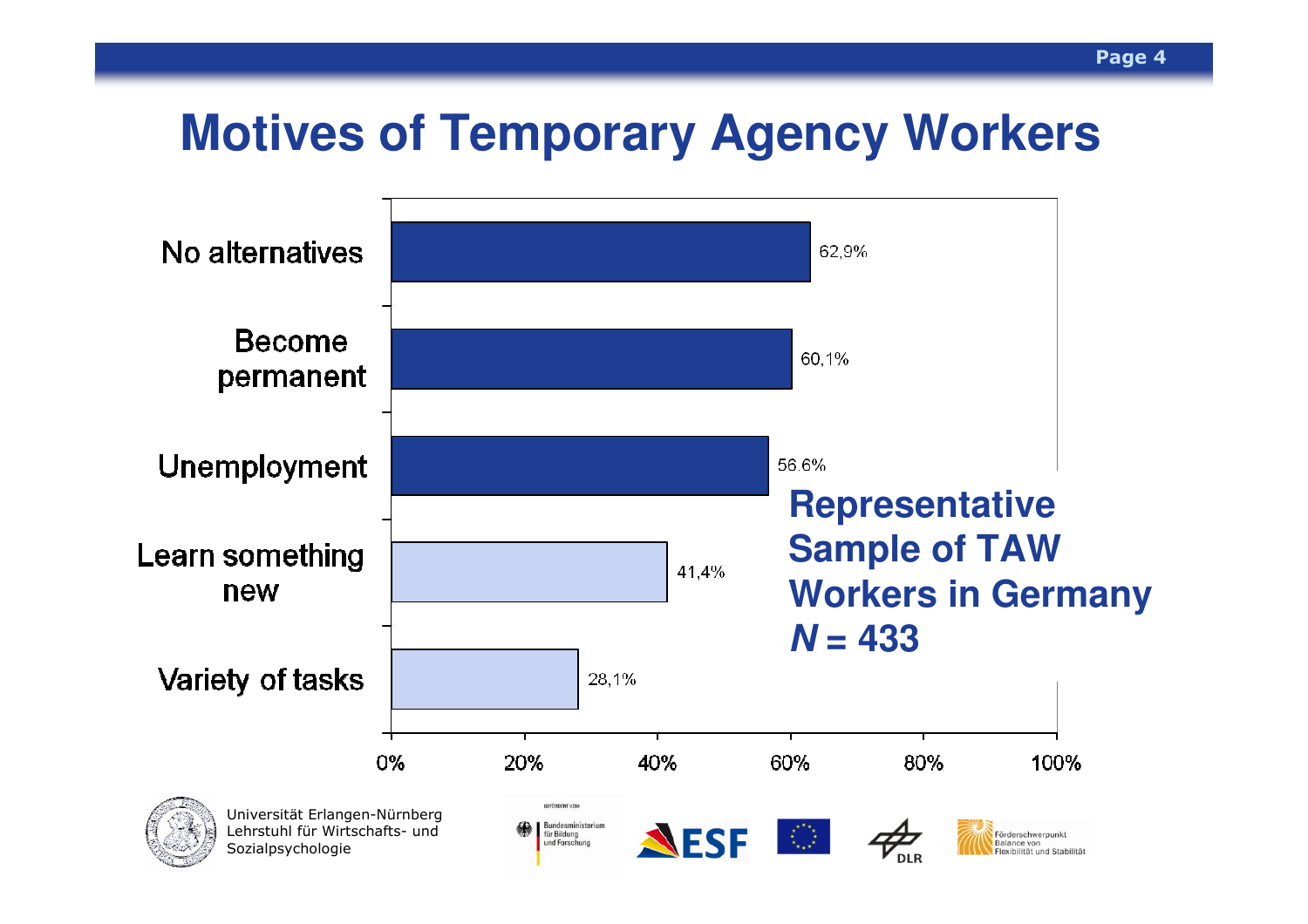# Motives of Temporary Agency Workers

| Motive | Percentage |
| --- | --- |
| No alternatives | 62,9% |
| Become permanent | 60,1% |
| Unemployment | 56,6% |
| Learn something new | 41,4% |
| Variety of tasks | 28,1% |

**Representative Sample of TAW Workers in Germany**
***N* = 433**

Universität Erlangen-Nürnberg
Lehrstuhl für Wirtschafts- und Sozialpsychologie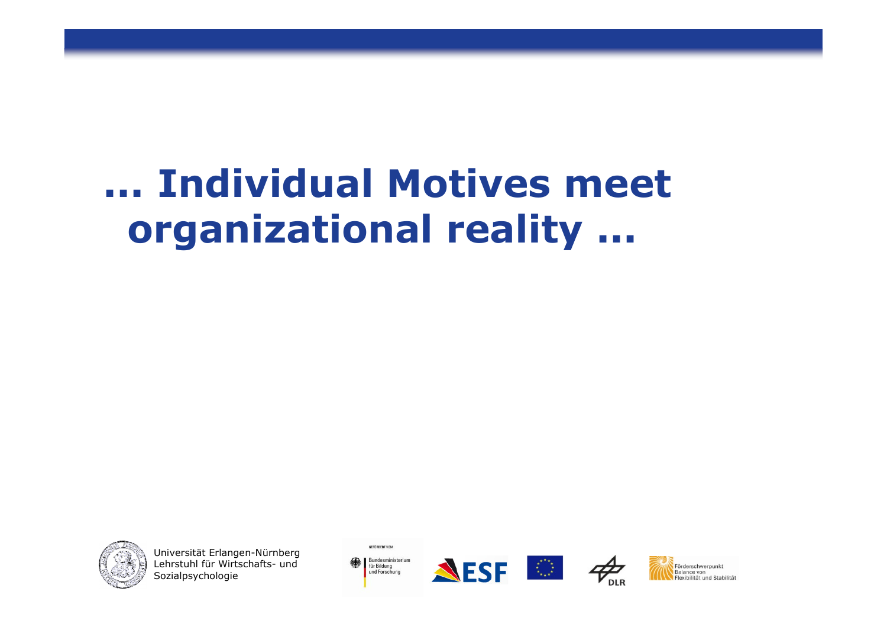# … Individual Motives meet organizational reality …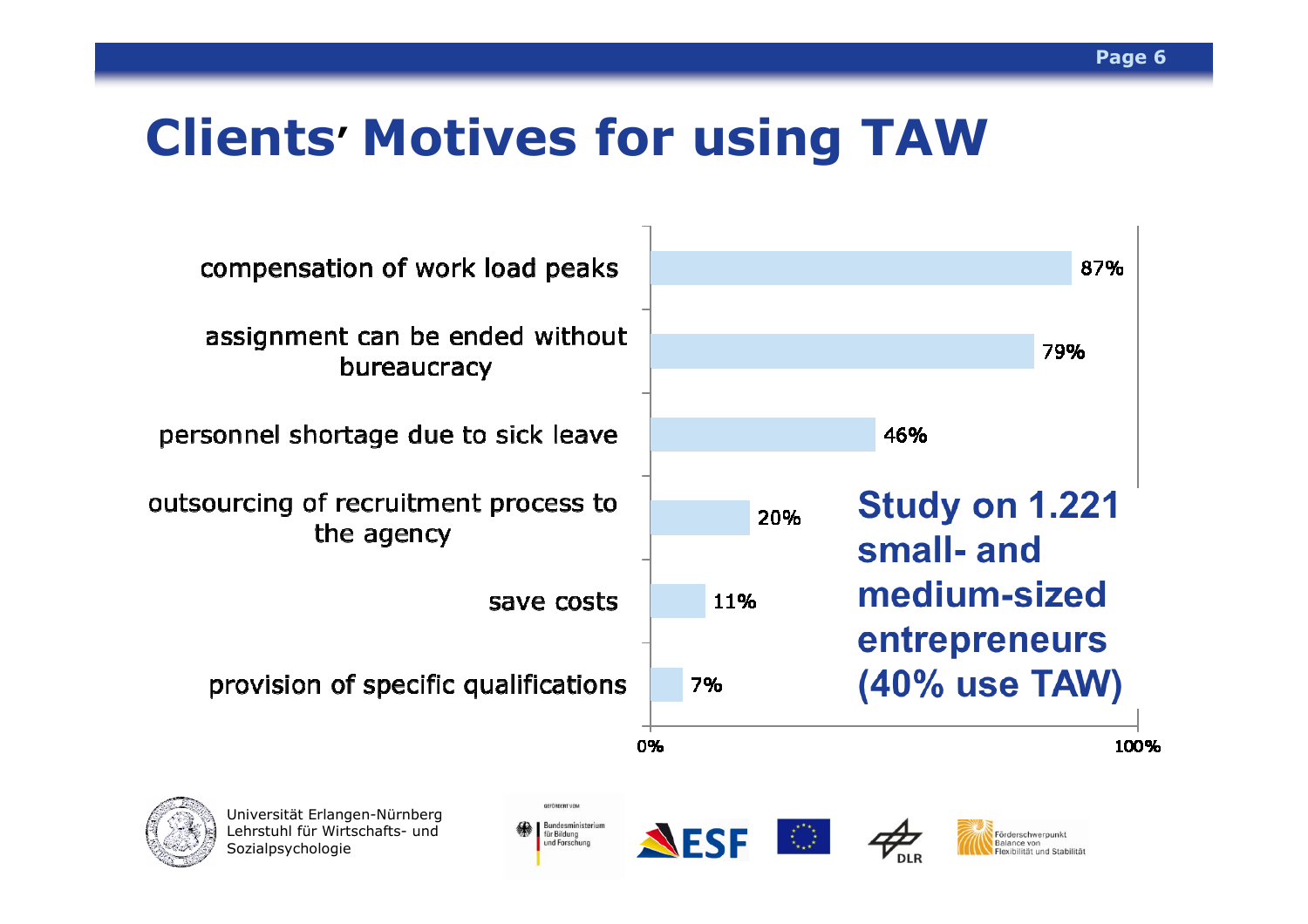# Clients' Motives for using TAW

| Motive | Percentage |
|---|---|
| compensation of work load peaks | 87% |
| assignment can be ended without bureaucracy | 79% |
| personnel shortage due to sick leave | 46% |
| outsourcing of recruitment process to the agency | 20% |
| save costs | 11% |
| provision of specific qualifications | 7% |

**Study on 1.221 small- and medium-sized entrepreneurs (40% use TAW)**

Universität Erlangen-Nürnberg
Lehrstuhl für Wirtschafts- und Sozialpsychologie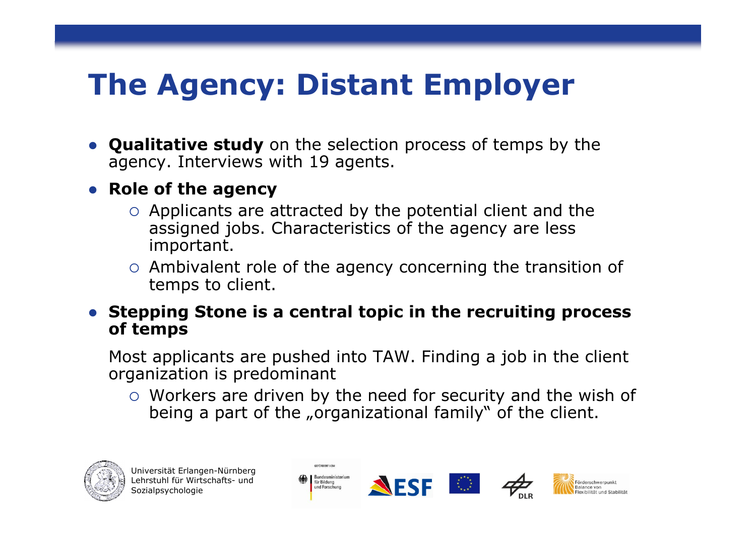# The Agency: Distant Employer

- **Qualitative study** on the selection process of temps by the agency. Interviews with 19 agents.
- **Role of the agency**
  - Applicants are attracted by the potential client and the assigned jobs. Characteristics of the agency are less important.
  - Ambivalent role of the agency concerning the transition of temps to client.
- **Stepping Stone is a central topic in the recruiting process of temps**

  Most applicants are pushed into TAW. Finding a job in the client organization is predominant

  - Workers are driven by the need for security and the wish of being a part of the „organizational family“ of the client.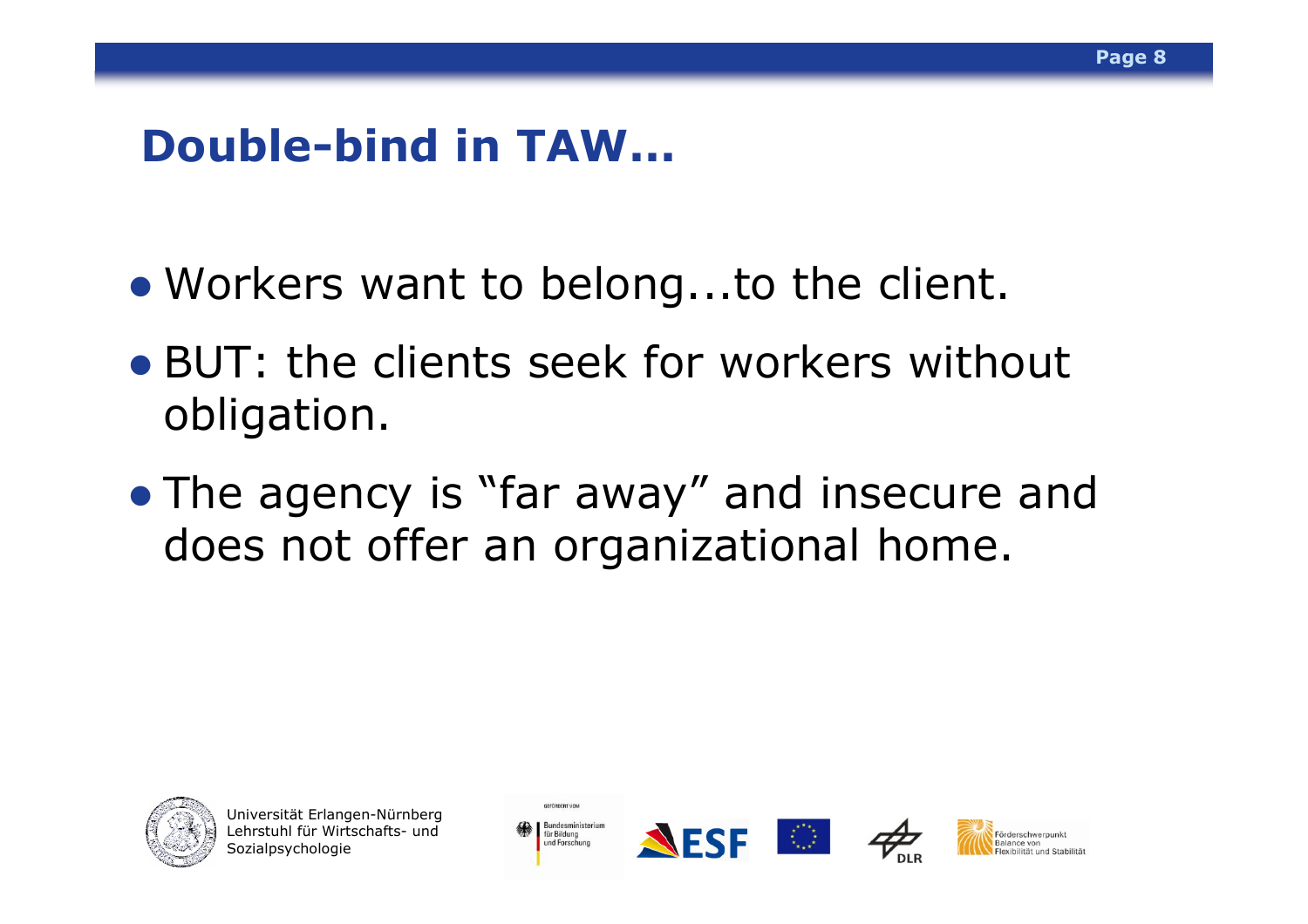## Double-bind in TAW...

- Workers want to belong...to the client.
- BUT: the clients seek for workers without obligation.
- The agency is "far away" and insecure and does not offer an organizational home.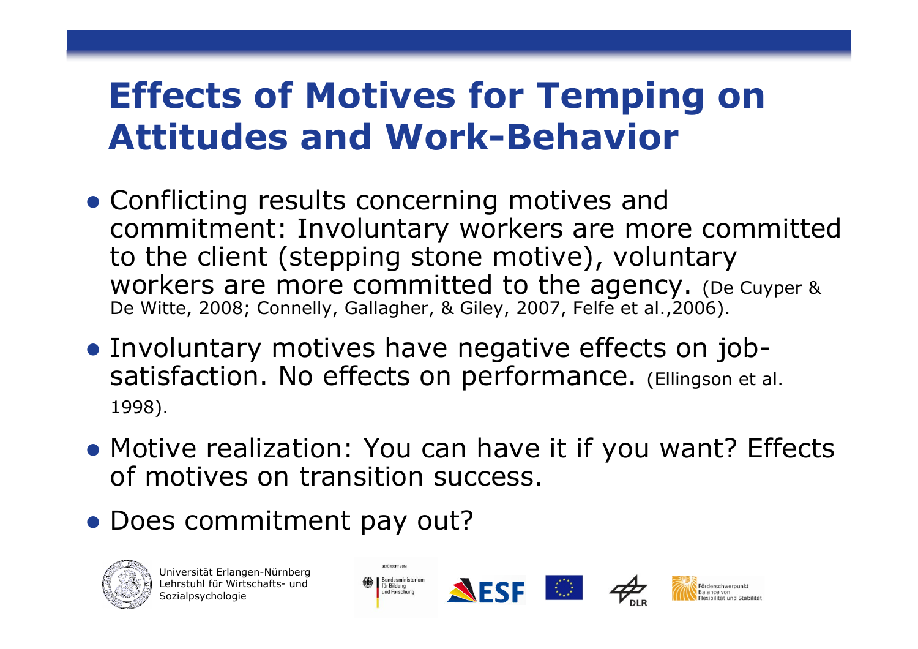# Effects of Motives for Temping on Attitudes and Work-Behavior

- Conflicting results concerning motives and commitment: Involuntary workers are more committed to the client (stepping stone motive), voluntary workers are more committed to the agency. (De Cuyper & De Witte, 2008; Connelly, Gallagher, & Giley, 2007, Felfe et al.,2006).
- Involuntary motives have negative effects on job-satisfaction. No effects on performance. (Ellingson et al. 1998).
- Motive realization: You can have it if you want? Effects of motives on transition success.
- Does commitment pay out?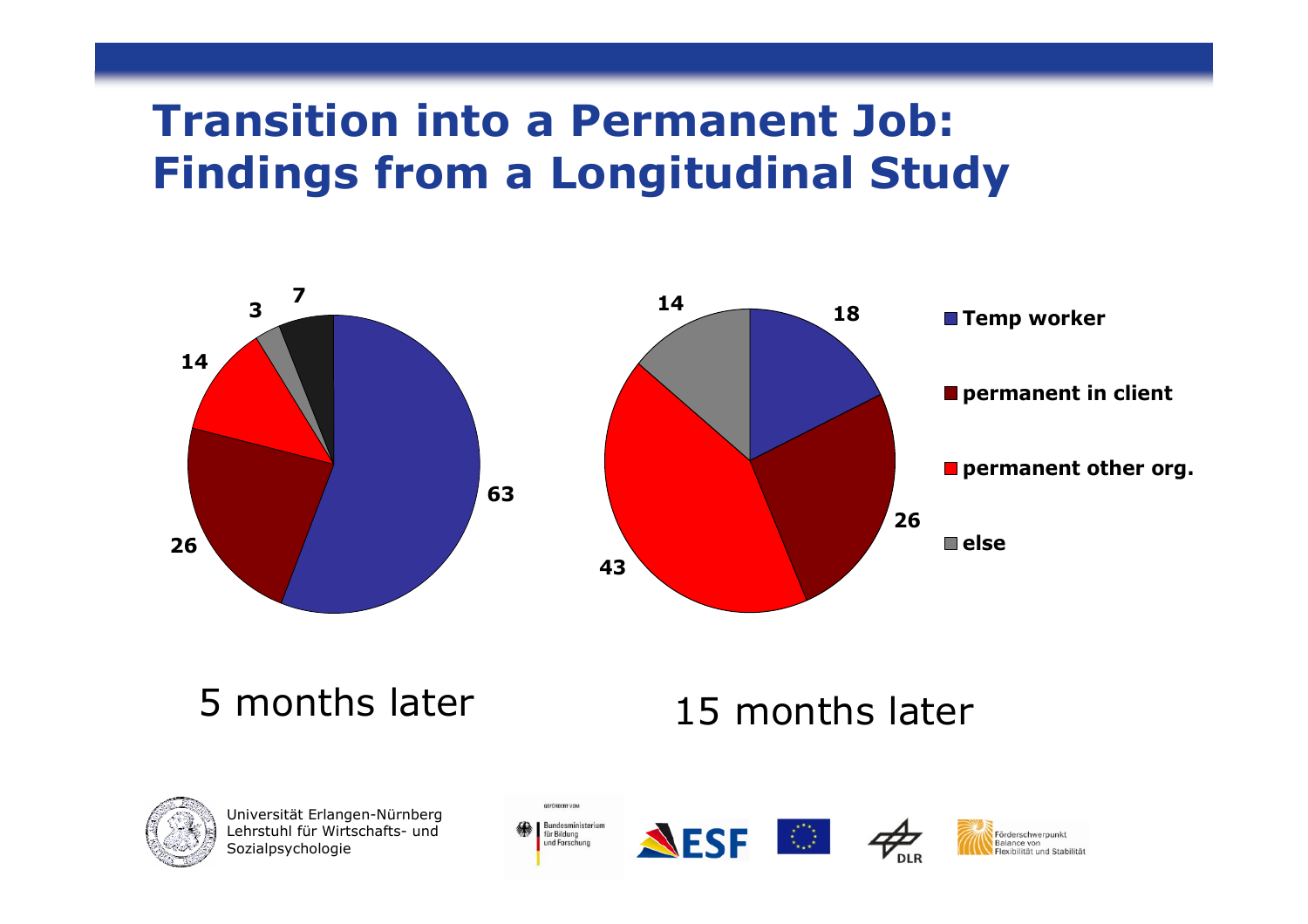# Transition into a Permanent Job: Findings from a Longitudinal Study

| | 5 months later | 15 months later |
|---|---|---|
| Temp worker | 63 | 18 |
| permanent in client | 26 | 26 |
| permanent other org. | 14 | 43 |
| else | 3 | 14 |
| (unlabeled) | 7 | |

5 months later

15 months later

Universität Erlangen-Nürnberg
Lehrstuhl für Wirtschafts- und Sozialpsychologie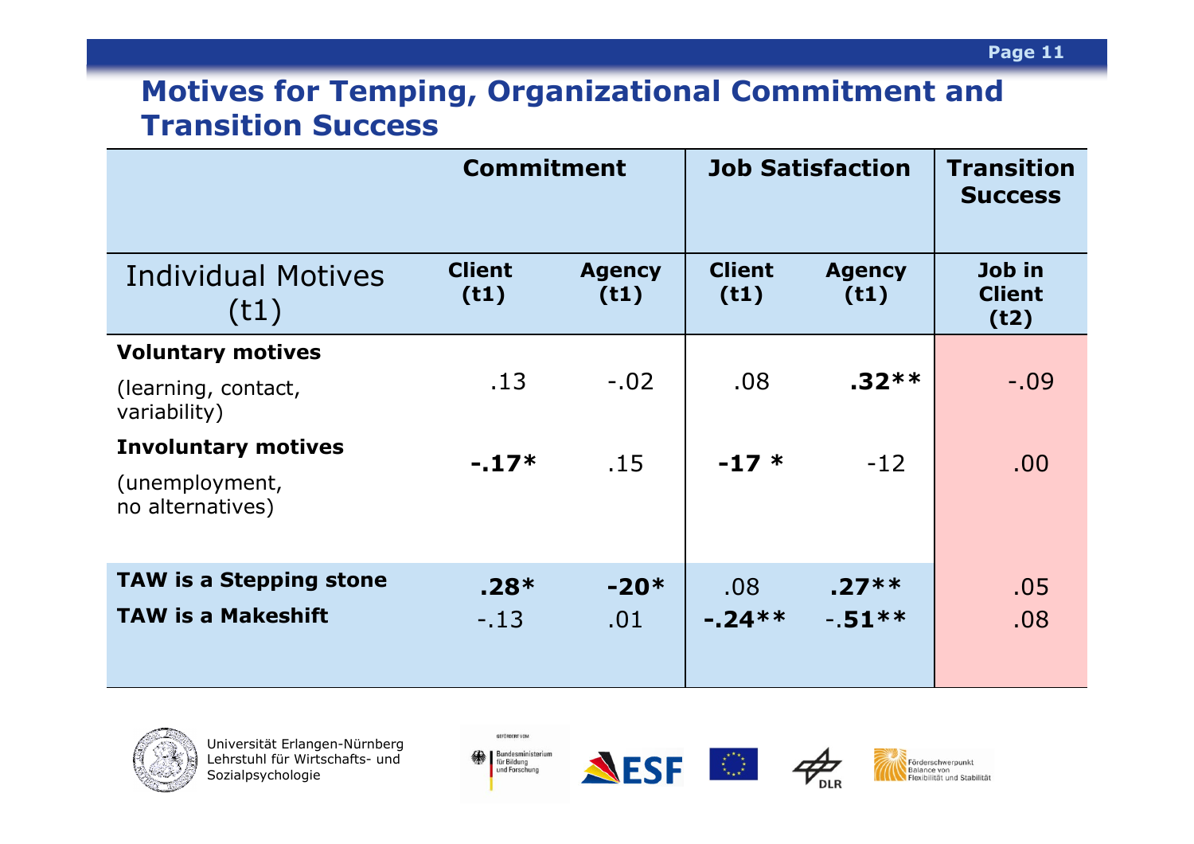# Motives for Temping, Organizational Commitment and Transition Success

| | Commitment | | Job Satisfaction | | Transition Success |
|---|---|---|---|---|---|
| Individual Motives (t1) | **Client (t1)** | **Agency (t1)** | **Client (t1)** | **Agency (t1)** | **Job in Client (t2)** |
| **Voluntary motives** (learning, contact, variability) | .13 | -.02 | .08 | **.32**** | -.09 |
| **Involuntary motives** (unemployment, no alternatives) | **-.17*** | .15 | **-17 *** | -12 | .00 |
| **TAW is a Stepping stone** | **.28*** | **-20*** | .08 | **.27**** | .05 |
| **TAW is a Makeshift** | -.13 | .01 | **-.24**** | -**.51**** | .08 |

Universität Erlangen-Nürnberg
Lehrstuhl für Wirtschafts- und Sozialpsychologie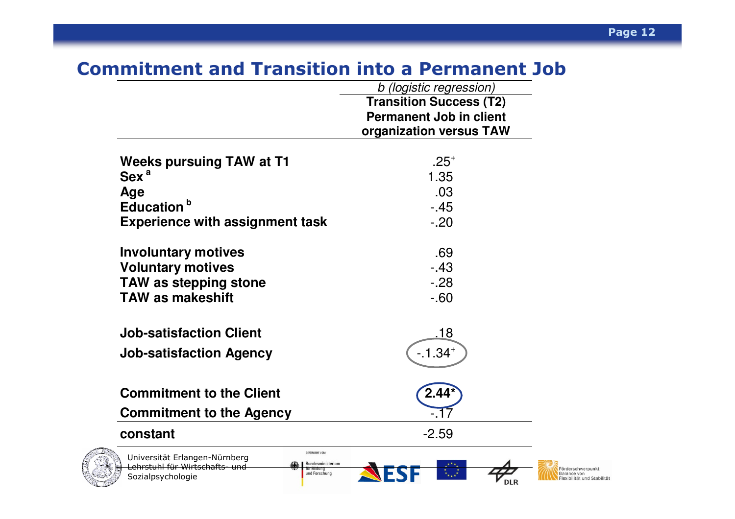# Commitment and Transition into a Permanent Job

| | *b (logistic regression)* |
|---|---|
| | **Transition Success (T2) Permanent Job in client organization versus TAW** |
| **Weeks pursuing TAW at T1** | .25[+] |
| **Sex** [a] | 1.35 |
| **Age** | .03 |
| **Education** [b] | -.45 |
| **Experience with assignment task** | -.20 |
| **Involuntary motives** | .69 |
| **Voluntary motives** | -.43 |
| **TAW as stepping stone** | -.28 |
| **TAW as makeshift** | -.60 |
| **Job-satisfaction Client** | .18 |
| **Job-satisfaction Agency** | -.1.34[+] |
| **Commitment to the Client** | **2.44*** |
| **Commitment to the Agency** | -.17 |
| **constant** | -2.59 |

Universität Erlangen-Nürnberg
Lehrstuhl für Wirtschafts- und Sozialpsychologie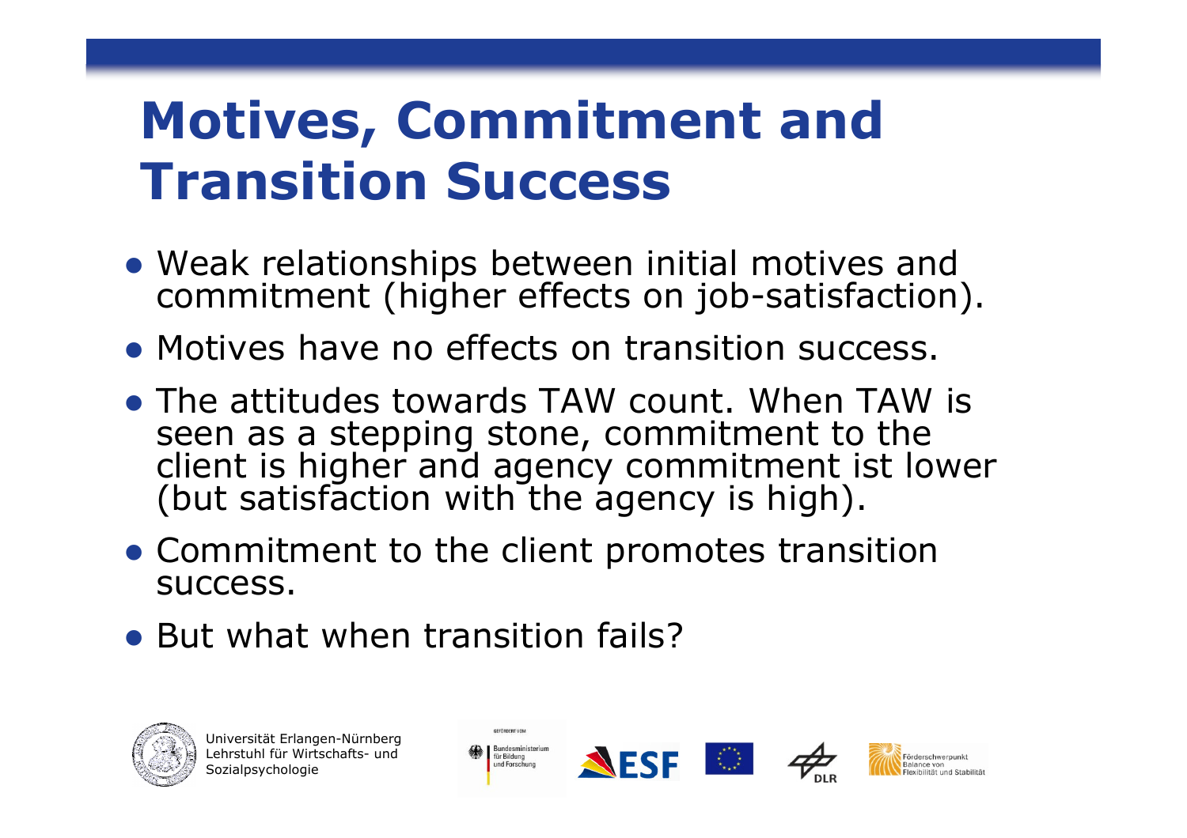# Motives, Commitment and Transition Success

- Weak relationships between initial motives and commitment (higher effects on job-satisfaction).
- Motives have no effects on transition success.
- The attitudes towards TAW count. When TAW is seen as a stepping stone, commitment to the client is higher and agency commitment ist lower (but satisfaction with the agency is high).
- Commitment to the client promotes transition success.
- But what when transition fails?

Universität Erlangen-Nürnberg
Lehrstuhl für Wirtschafts- und Sozialpsychologie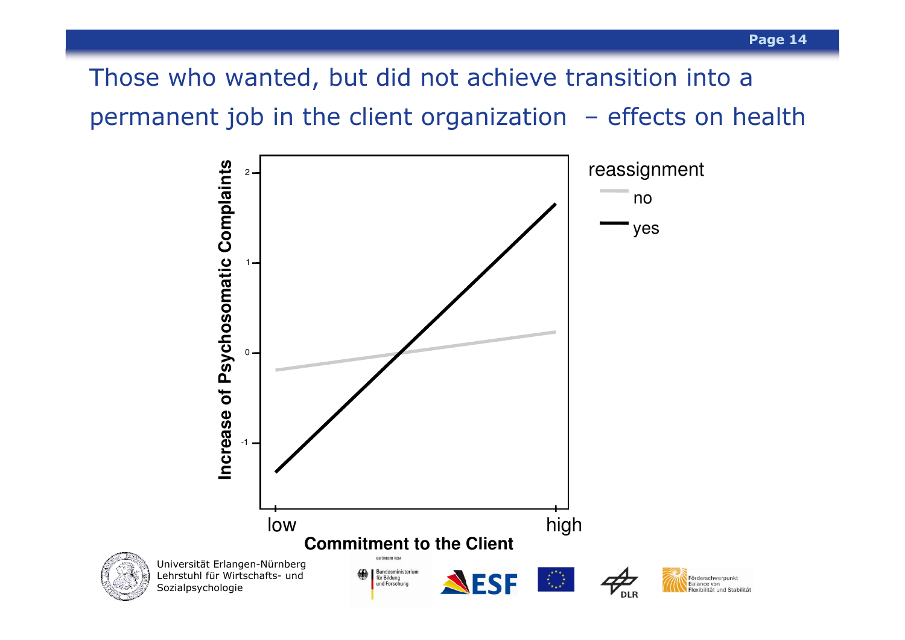# Those who wanted, but did not achieve transition into a permanent job in the client organization – effects on health

Increase of Psychosomatic Complaints

2

1

0

-1

low

high

Commitment to the Client

reassignment

no

yes

Universität Erlangen-Nürnberg
Lehrstuhl für Wirtschafts- und Sozialpsychologie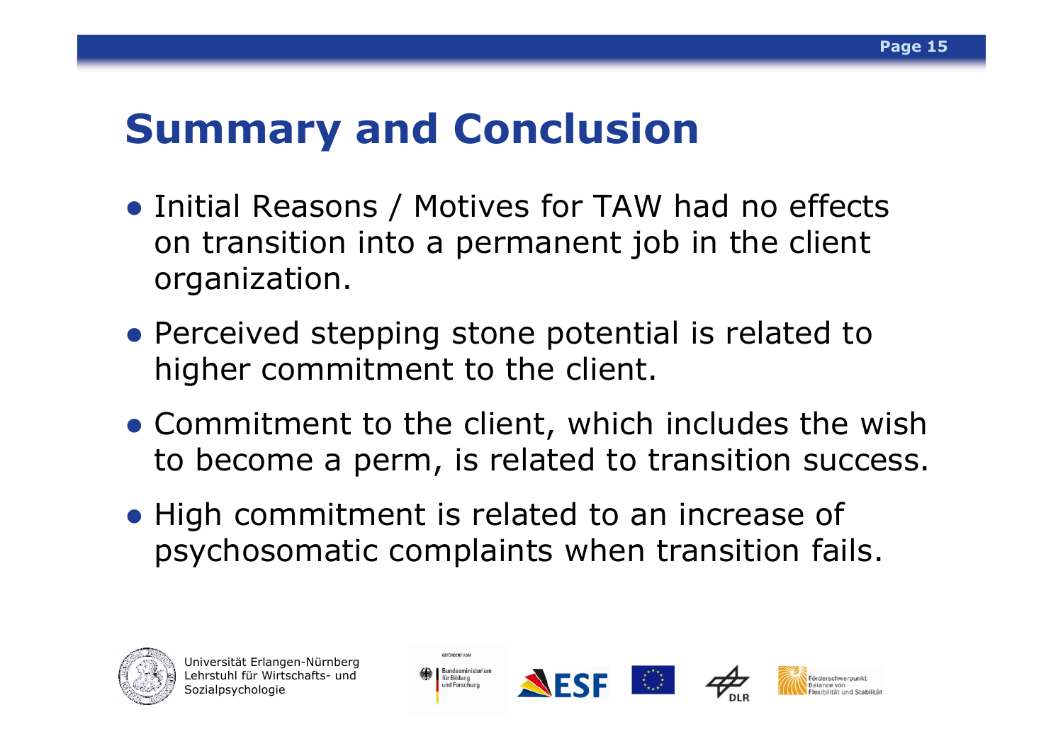# Summary and Conclusion

- Initial Reasons / Motives for TAW had no effects on transition into a permanent job in the client organization.
- Perceived stepping stone potential is related to higher commitment to the client.
- Commitment to the client, which includes the wish to become a perm, is related to transition success.
- High commitment is related to an increase of psychosomatic complaints when transition fails.

Universität Erlangen-Nürnberg
Lehrstuhl für Wirtschafts- und Sozialpsychologie